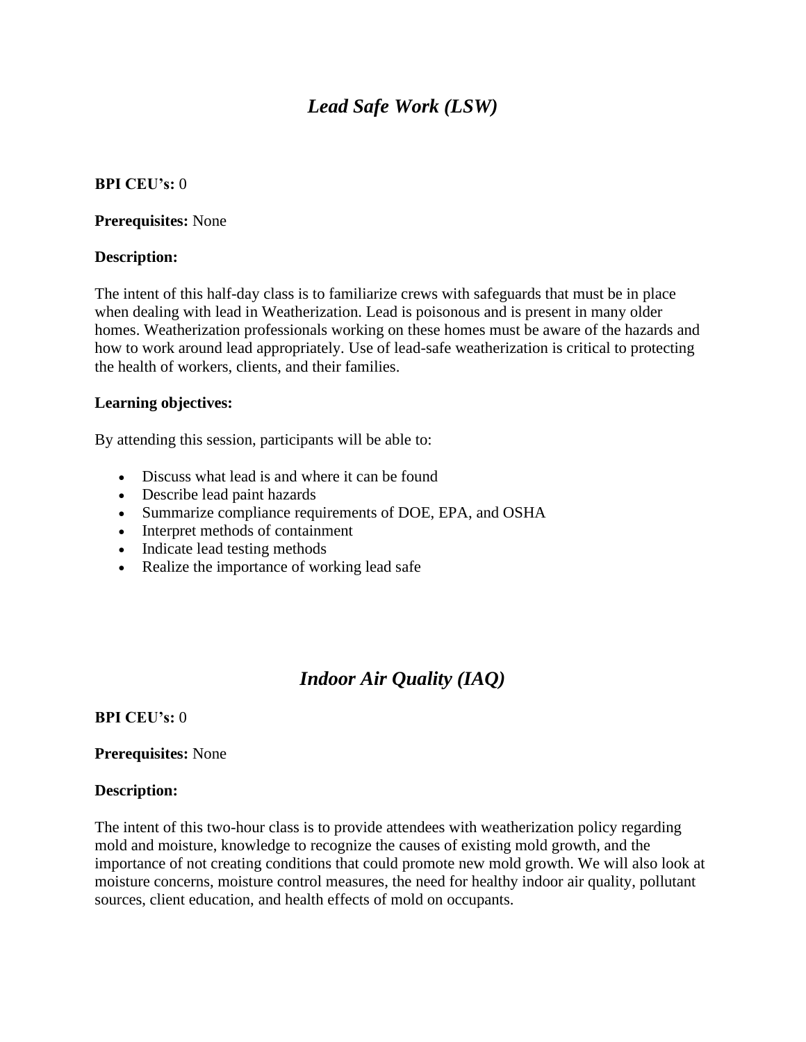# *Lead Safe Work (LSW)*

**BPI CEU's:** 0

**Prerequisites:** None

**Description:**

The intent of this half-day class is to familiarize crews with safeguards that must be in place when dealing with lead in Weatherization. Lead is poisonous and is present in many older homes. Weatherization professionals working on these homes must be aware of the hazards and how to work around lead appropriately. Use of lead-safe weatherization is critical to protecting the health of workers, clients, and their families.

**Learning objectives:**

By attending this session, participants will be able to:

- Discuss what lead is and where it can be found
- Describe lead paint hazards
- Summarize compliance requirements of DOE, EPA, and OSHA
- Interpret methods of containment
- Indicate lead testing methods
- Realize the importance of working lead safe

# *Indoor Air Quality (IAQ)*

**BPI CEU's:** 0

**Prerequisites:** None

**Description:**

The intent of this two-hour class is to provide attendees with weatherization policy regarding mold and moisture, knowledge to recognize the causes of existing mold growth, and the importance of not creating conditions that could promote new mold growth. We will also look at moisture concerns, moisture control measures, the need for healthy indoor air quality, pollutant sources, client education, and health effects of mold on occupants.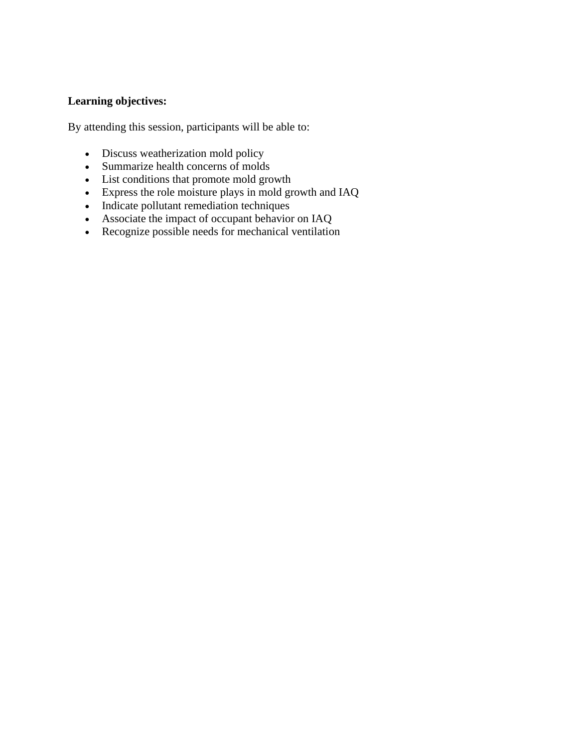**Learning objectives:**

By attending this session, participants will be able to:

- Discuss weatherization mold policy
- Summarize health concerns of molds
- List conditions that promote mold growth
- Express the role moisture plays in mold growth and IAQ
- Indicate pollutant remediation techniques
- Associate the impact of occupant behavior on IAQ
- Recognize possible needs for mechanical ventilation